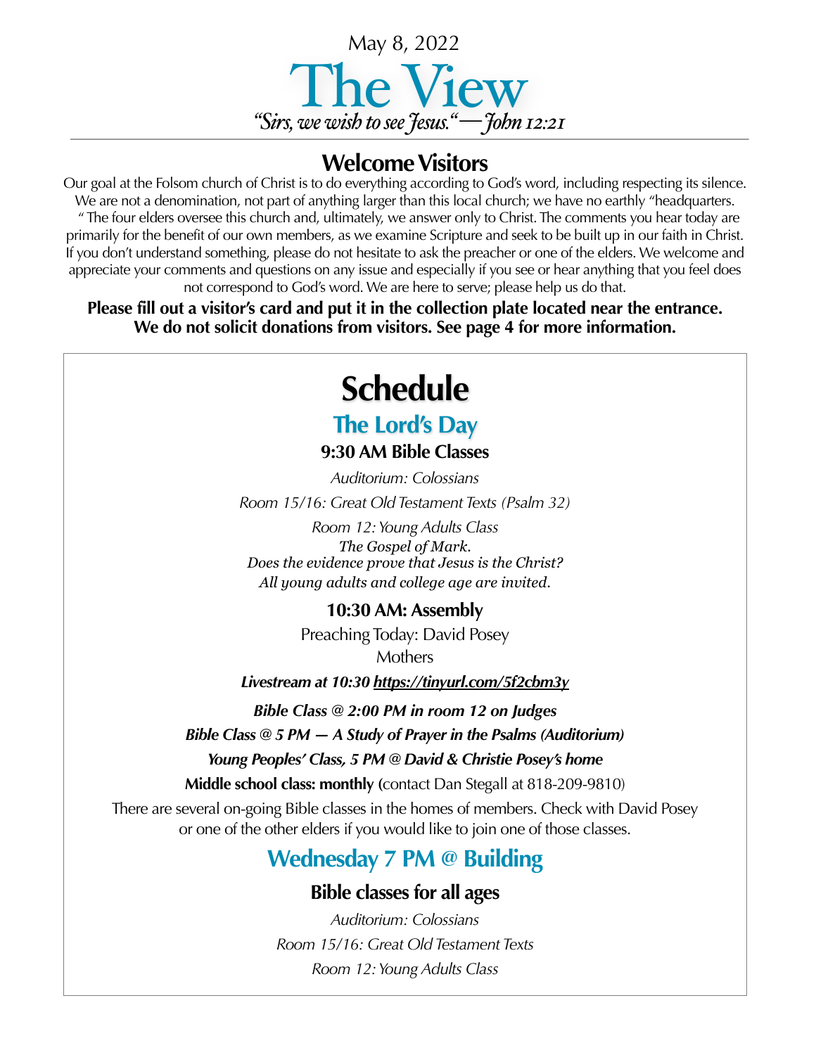May 8, 2022

# The View

*"Sirs, we wish to see Jesus." — John 12:21*

## Welcome Visitors

Our goal at the Folsom church of Christ is to do everything according to God's word, including respecting its silence. We are not a denomination, not part of anything larger than this local church; we have no earthly "headquarters. " The four elders oversee this church and, ultimately, we answer only to Christ. The comments you hear today are primarily for the benefit of our own members, as we examine Scripture and seek to be built up in our faith in Christ. If you don't understand something, please do not hesitate to ask the preacher or one of the elders. We welcome and appreciate your comments and questions on any issue and especially if you see or hear anything that you feel does not correspond to God's word. We are here to serve; please help us do that.

**Please fill out a visitor's card and put it in the collection plate located near the entrance. We do not solicit donations from visitors. See page 4 for more information.**

# Schedule

## The Lord's Day

### 9:30 AM Bible Classes

*Auditorium: Colossians*

*Room 15/16: Great Old Testament Texts (Psalm 32)*

*Room 12: Young Adults Class*
*The Gospel of Mark.*
*Does the evidence prove that Jesus is the Christ?*
*All young adults and college age are invited.*

### 10:30 AM: Assembly

Preaching Today: David Posey
Mothers

***Livestream at 10:30 https://tinyurl.com/5f2cbm3y***

***Bible Class @ 2:00 PM in room 12 on Judges***

***Bible Class @ 5 PM — A Study of Prayer in the Psalms (Auditorium)***

***Young Peoples' Class, 5 PM @ David & Christie Posey's home***

**Middle school class: monthly (**contact Dan Stegall at 818-209-9810)

There are several on-going Bible classes in the homes of members. Check with David Posey or one of the other elders if you would like to join one of those classes.

## Wednesday 7 PM @ Building

### Bible classes for all ages

*Auditorium: Colossians*

*Room 15/16: Great Old Testament Texts*

*Room 12: Young Adults Class*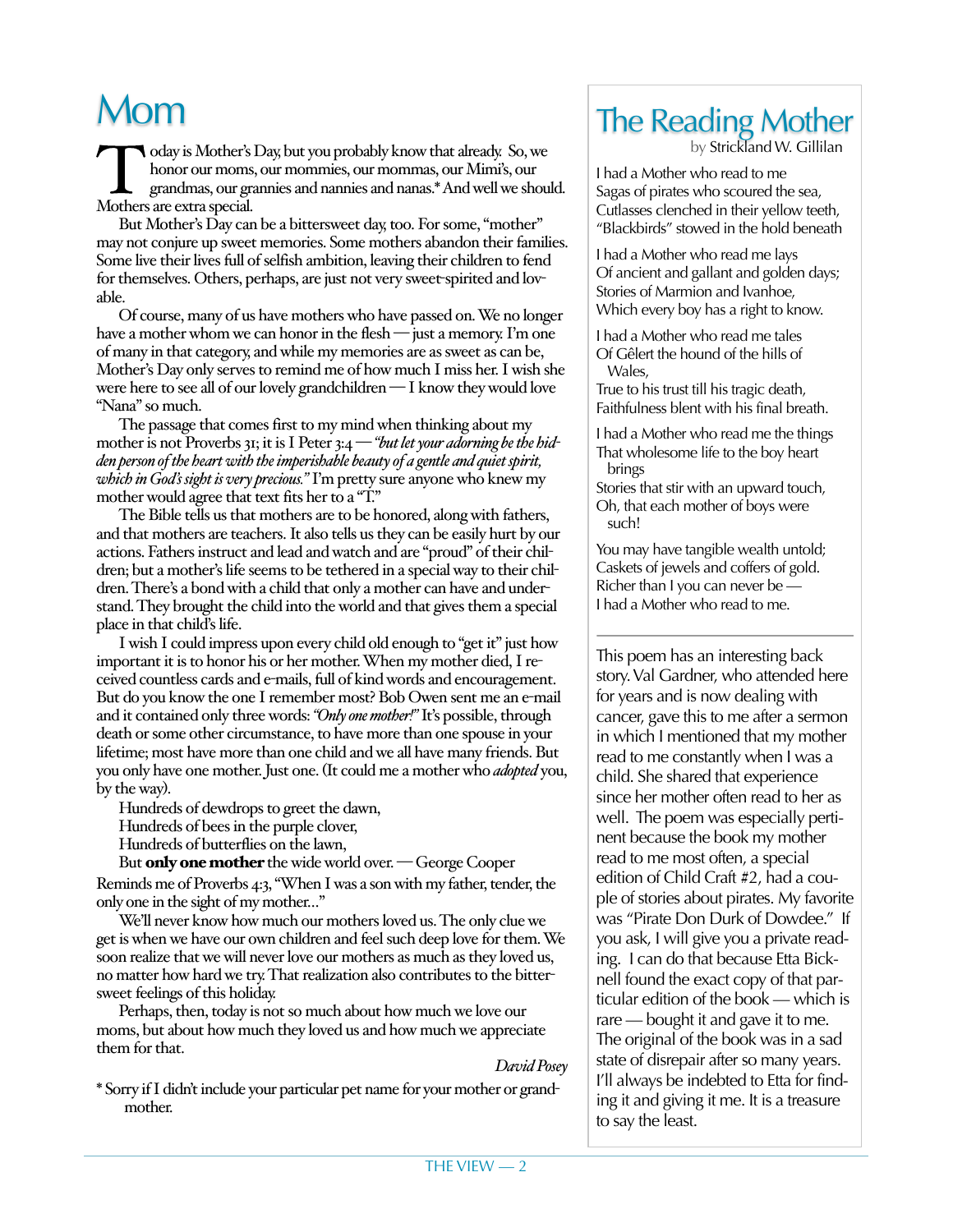# Mom

Today is Mother's Day, but you probably know that already. So, we honor our moms, our mommies, our mommas, our Mimi's, our grandmas, our grannies and nannies and nanas.* And well we should. Mothers are extra special.

But Mother's Day can be a bittersweet day, too. For some, "mother" may not conjure up sweet memories. Some mothers abandon their families. Some live their lives full of selfish ambition, leaving their children to fend for themselves. Others, perhaps, are just not very sweet-spirited and lovable.

Of course, many of us have mothers who have passed on. We no longer have a mother whom we can honor in the flesh — just a memory. I'm one of many in that category, and while my memories are as sweet as can be, Mother's Day only serves to remind me of how much I miss her. I wish she were here to see all of our lovely grandchildren — I know they would love "Nana" so much.

The passage that comes first to my mind when thinking about my mother is not Proverbs 31; it is I Peter 3:4 — *"but let your adorning be the hidden person of the heart with the imperishable beauty of a gentle and quiet spirit, which in God's sight is very precious."* I'm pretty sure anyone who knew my mother would agree that text fits her to a "T."

The Bible tells us that mothers are to be honored, along with fathers, and that mothers are teachers. It also tells us they can be easily hurt by our actions. Fathers instruct and lead and watch and are "proud" of their children; but a mother's life seems to be tethered in a special way to their children. There's a bond with a child that only a mother can have and understand. They brought the child into the world and that gives them a special place in that child's life.

I wish I could impress upon every child old enough to "get it" just how important it is to honor his or her mother. When my mother died, I received countless cards and e-mails, full of kind words and encouragement. But do you know the one I remember most? Bob Owen sent me an e-mail and it contained only three words: *"Only one mother!"* It's possible, through death or some other circumstance, to have more than one spouse in your lifetime; most have more than one child and we all have many friends. But you only have one mother. Just one. (It could me a mother who *adopted* you, by the way).

Hundreds of dewdrops to greet the dawn,
Hundreds of bees in the purple clover,
Hundreds of butterflies on the lawn,
But **only one mother** the wide world over. — George Cooper

Reminds me of Proverbs 4:3, "When I was a son with my father, tender, the only one in the sight of my mother..."

We'll never know how much our mothers loved us. The only clue we get is when we have our own children and feel such deep love for them. We soon realize that we will never love our mothers as much as they loved us, no matter how hard we try. That realization also contributes to the bittersweet feelings of this holiday.

Perhaps, then, today is not so much about how much we love our moms, but about how much they loved us and how much we appreciate them for that.

*David Posey*

* Sorry if I didn't include your particular pet name for your mother or grandmother.

## The Reading Mother

by Strickland W. Gillilan

I had a Mother who read to me
Sagas of pirates who scoured the sea,
Cutlasses clenched in their yellow teeth,
"Blackbirds" stowed in the hold beneath

I had a Mother who read me lays
Of ancient and gallant and golden days;
Stories of Marmion and Ivanhoe,
Which every boy has a right to know.

I had a Mother who read me tales
Of Gêlert the hound of the hills of Wales,
True to his trust till his tragic death,
Faithfulness blent with his final breath.

I had a Mother who read me the things
That wholesome life to the boy heart brings
Stories that stir with an upward touch,
Oh, that each mother of boys were such!

You may have tangible wealth untold;
Caskets of jewels and coffers of gold.
Richer than I you can never be —
I had a Mother who read to me.

---

This poem has an interesting back story. Val Gardner, who attended here for years and is now dealing with cancer, gave this to me after a sermon in which I mentioned that my mother read to me constantly when I was a child. She shared that experience since her mother often read to her as well. The poem was especially pertinent because the book my mother read to me most often, a special edition of Child Craft #2, had a couple of stories about pirates. My favorite was "Pirate Don Durk of Dowdee." If you ask, I will give you a private reading. I can do that because Etta Bicknell found the exact copy of that particular edition of the book — which is rare — bought it and gave it to me. The original of the book was in a sad state of disrepair after so many years. I'll always be indebted to Etta for finding it and giving it me. It is a treasure to say the least.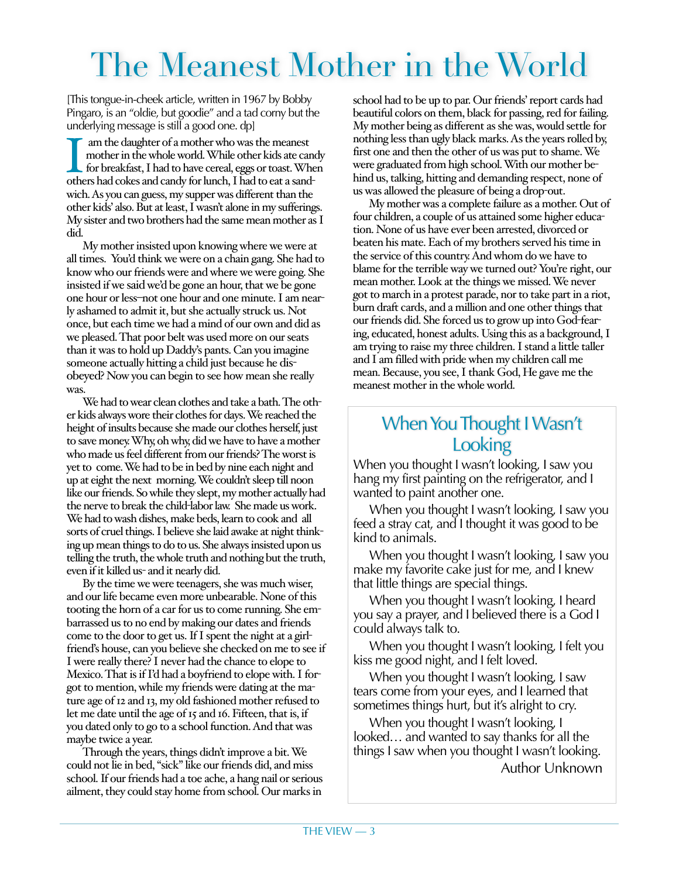# The Meanest Mother in the World

[This tongue-in-cheek article, written in 1967 by Bobby Pingaro, is an "oldie, but goodie" and a tad corny but the underlying message is still a good one. dp]

I am the daughter of a mother who was the meanest mother in the whole world. While other kids ate candy for breakfast, I had to have cereal, eggs or toast. When others had cokes and candy for lunch, I had to eat a sandwich. As you can guess, my supper was different than the other kids' also. But at least, I wasn't alone in my sufferings. My sister and two brothers had the same mean mother as I did.

My mother insisted upon knowing where we were at all times. You'd think we were on a chain gang. She had to know who our friends were and where we were going. She insisted if we said we'd be gone an hour, that we be gone one hour or less–not one hour and one minute. I am nearly ashamed to admit it, but she actually struck us. Not once, but each time we had a mind of our own and did as we pleased. That poor belt was used more on our seats than it was to hold up Daddy's pants. Can you imagine someone actually hitting a child just because he disobeyed? Now you can begin to see how mean she really was.

We had to wear clean clothes and take a bath. The other kids always wore their clothes for days. We reached the height of insults because she made our clothes herself, just to save money. Why, oh why, did we have to have a mother who made us feel different from our friends? The worst is yet to come. We had to be in bed by nine each night and up at eight the next morning. We couldn't sleep till noon like our friends. So while they slept, my mother actually had the nerve to break the child-labor law. She made us work. We had to wash dishes, make beds, learn to cook and all sorts of cruel things. I believe she laid awake at night thinking up mean things to do to us. She always insisted upon us telling the truth, the whole truth and nothing but the truth, even if it killed us- and it nearly did.

By the time we were teenagers, she was much wiser, and our life became even more unbearable. None of this tooting the horn of a car for us to come running. She embarrassed us to no end by making our dates and friends come to the door to get us. If I spent the night at a girlfriend's house, can you believe she checked on me to see if I were really there? I never had the chance to elope to Mexico. That is if I'd had a boyfriend to elope with. I forgot to mention, while my friends were dating at the mature age of 12 and 13, my old fashioned mother refused to let me date until the age of 15 and 16. Fifteen, that is, if you dated only to go to a school function. And that was maybe twice a year.

Through the years, things didn't improve a bit. We could not lie in bed, "sick" like our friends did, and miss school. If our friends had a toe ache, a hang nail or serious ailment, they could stay home from school. Our marks in school had to be up to par. Our friends' report cards had beautiful colors on them, black for passing, red for failing. My mother being as different as she was, would settle for nothing less than ugly black marks. As the years rolled by, first one and then the other of us was put to shame. We were graduated from high school. With our mother behind us, talking, hitting and demanding respect, none of us was allowed the pleasure of being a drop-out.

My mother was a complete failure as a mother. Out of four children, a couple of us attained some higher education. None of us have ever been arrested, divorced or beaten his mate. Each of my brothers served his time in the service of this country. And whom do we have to blame for the terrible way we turned out? You're right, our mean mother. Look at the things we missed. We never got to march in a protest parade, nor to take part in a riot, burn draft cards, and a million and one other things that our friends did. She forced us to grow up into God-fearing, educated, honest adults. Using this as a background, I am trying to raise my three children. I stand a little taller and I am filled with pride when my children call me mean. Because, you see, I thank God, He gave me the meanest mother in the whole world.

## When You Thought I Wasn't Looking

When you thought I wasn't looking, I saw you hang my first painting on the refrigerator, and I wanted to paint another one.

When you thought I wasn't looking, I saw you feed a stray cat, and I thought it was good to be kind to animals.

When you thought I wasn't looking, I saw you make my favorite cake just for me, and I knew that little things are special things.

When you thought I wasn't looking, I heard you say a prayer, and I believed there is a God I could always talk to.

When you thought I wasn't looking, I felt you kiss me good night, and I felt loved.

When you thought I wasn't looking, I saw tears come from your eyes, and I learned that sometimes things hurt, but it's alright to cry.

When you thought I wasn't looking, I looked… and wanted to say thanks for all the things I saw when you thought I wasn't looking.

Author Unknown